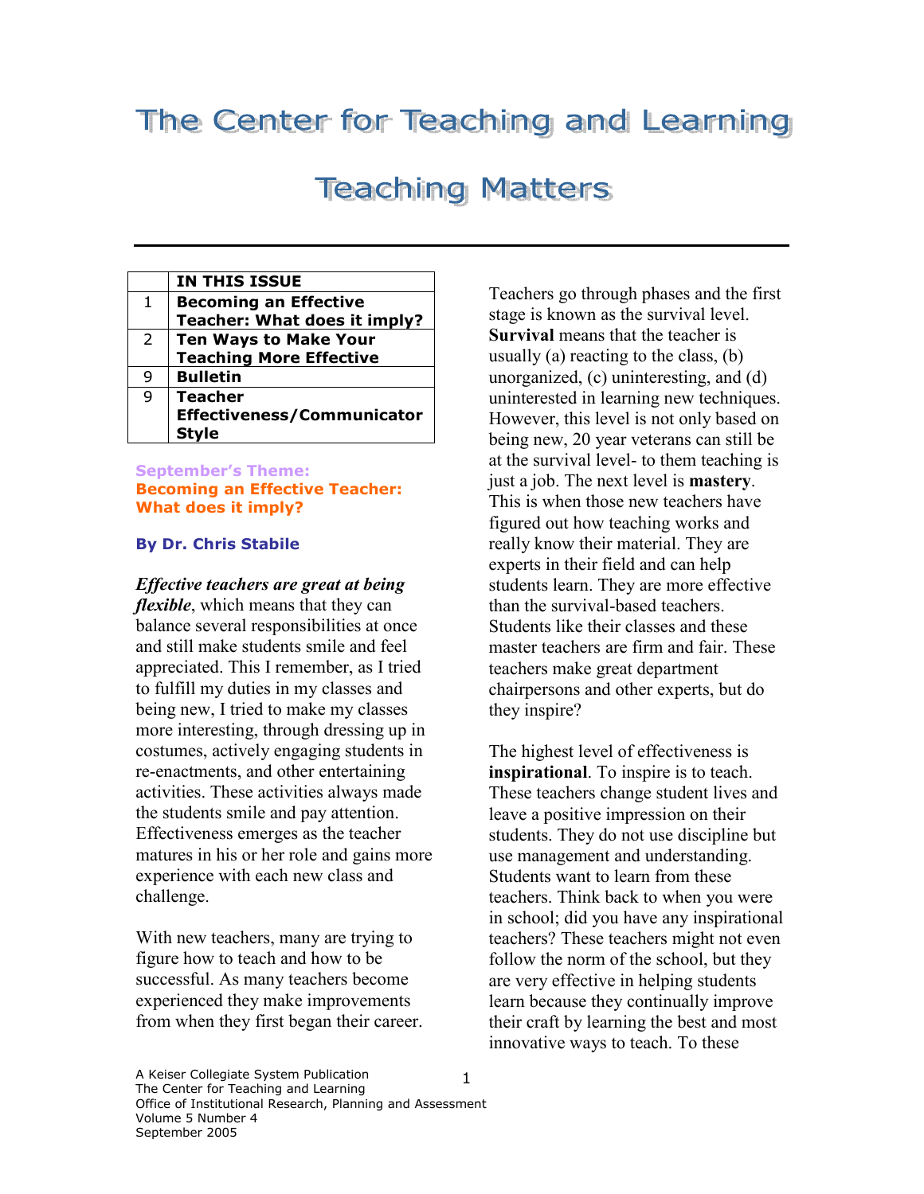# The Center for Teaching and Learning

# Teaching Matters

| | IN THIS ISSUE |
|---|---|
| 1 | **Becoming an Effective Teacher: What does it imply?** |
| 2 | **Ten Ways to Make Your Teaching More Effective** |
| 9 | **Bulletin** |
| 9 | **Teacher Effectiveness/Communicator Style** |

**September's Theme:**
## Becoming an Effective Teacher: What does it imply?

**By Dr. Chris Stabile**

***Effective teachers are great at being flexible***, which means that they can balance several responsibilities at once and still make students smile and feel appreciated. This I remember, as I tried to fulfill my duties in my classes and being new, I tried to make my classes more interesting, through dressing up in costumes, actively engaging students in re-enactments, and other entertaining activities. These activities always made the students smile and pay attention. Effectiveness emerges as the teacher matures in his or her role and gains more experience with each new class and challenge.

With new teachers, many are trying to figure how to teach and how to be successful. As many teachers become experienced they make improvements from when they first began their career. Teachers go through phases and the first stage is known as the survival level. **Survival** means that the teacher is usually (a) reacting to the class, (b) unorganized, (c) uninteresting, and (d) uninterested in learning new techniques. However, this level is not only based on being new, 20 year veterans can still be at the survival level- to them teaching is just a job. The next level is **mastery**. This is when those new teachers have figured out how teaching works and really know their material. They are experts in their field and can help students learn. They are more effective than the survival-based teachers. Students like their classes and these master teachers are firm and fair. These teachers make great department chairpersons and other experts, but do they inspire?

The highest level of effectiveness is **inspirational**. To inspire is to teach. These teachers change student lives and leave a positive impression on their students. They do not use discipline but use management and understanding. Students want to learn from these teachers. Think back to when you were in school; did you have any inspirational teachers? These teachers might not even follow the norm of the school, but they are very effective in helping students learn because they continually improve their craft by learning the best and most innovative ways to teach. To these

A Keiser Collegiate System Publication
The Center for Teaching and Learning
Office of Institutional Research, Planning and Assessment
Volume 5 Number 4
September 2005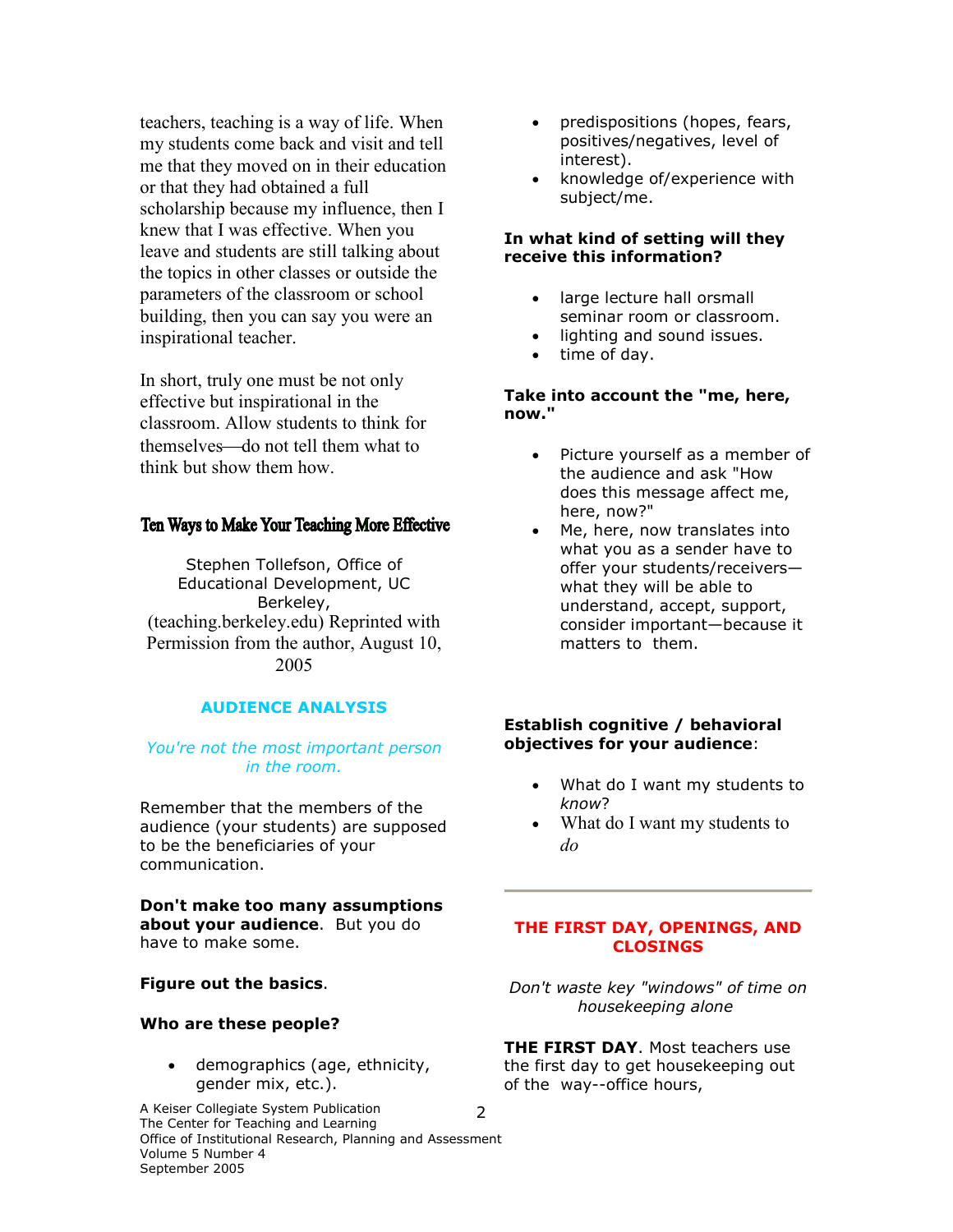teachers, teaching is a way of life. When my students come back and visit and tell me that they moved on in their education or that they had obtained a full scholarship because my influence, then I knew that I was effective. When you leave and students are still talking about the topics in other classes or outside the parameters of the classroom or school building, then you can say you were an inspirational teacher.

In short, truly one must be not only effective but inspirational in the classroom. Allow students to think for themselves—do not tell them what to think but show them how.

## Ten Ways to Make Your Teaching More Effective

Stephen Tollefson, Office of Educational Development, UC Berkeley, (teaching.berkeley.edu) Reprinted with Permission from the author, August 10, 2005

### AUDIENCE ANALYSIS

*You're not the most important person in the room.*

Remember that the members of the audience (your students) are supposed to be the beneficiaries of your communication.

**Don't make too many assumptions about your audience**. But you do have to make some.

**Figure out the basics**.

**Who are these people?**

- demographics (age, ethnicity, gender mix, etc.).
- predispositions (hopes, fears, positives/negatives, level of interest).
- knowledge of/experience with subject/me.

**In what kind of setting will they receive this information?**

- large lecture hall orsmall seminar room or classroom.
- lighting and sound issues.
- time of day.

**Take into account the "me, here, now."**

- Picture yourself as a member of the audience and ask "How does this message affect me, here, now?"
- Me, here, now translates into what you as a sender have to offer your students/receivers—what they will be able to understand, accept, support, consider important—because it matters to them.

**Establish cognitive / behavioral objectives for your audience**:

- What do I want my students to *know*?
- What do I want my students to *do*

---

### THE FIRST DAY, OPENINGS, AND CLOSINGS

*Don't waste key "windows" of time on housekeeping alone*

**THE FIRST DAY**. Most teachers use the first day to get housekeeping out of the way--office hours,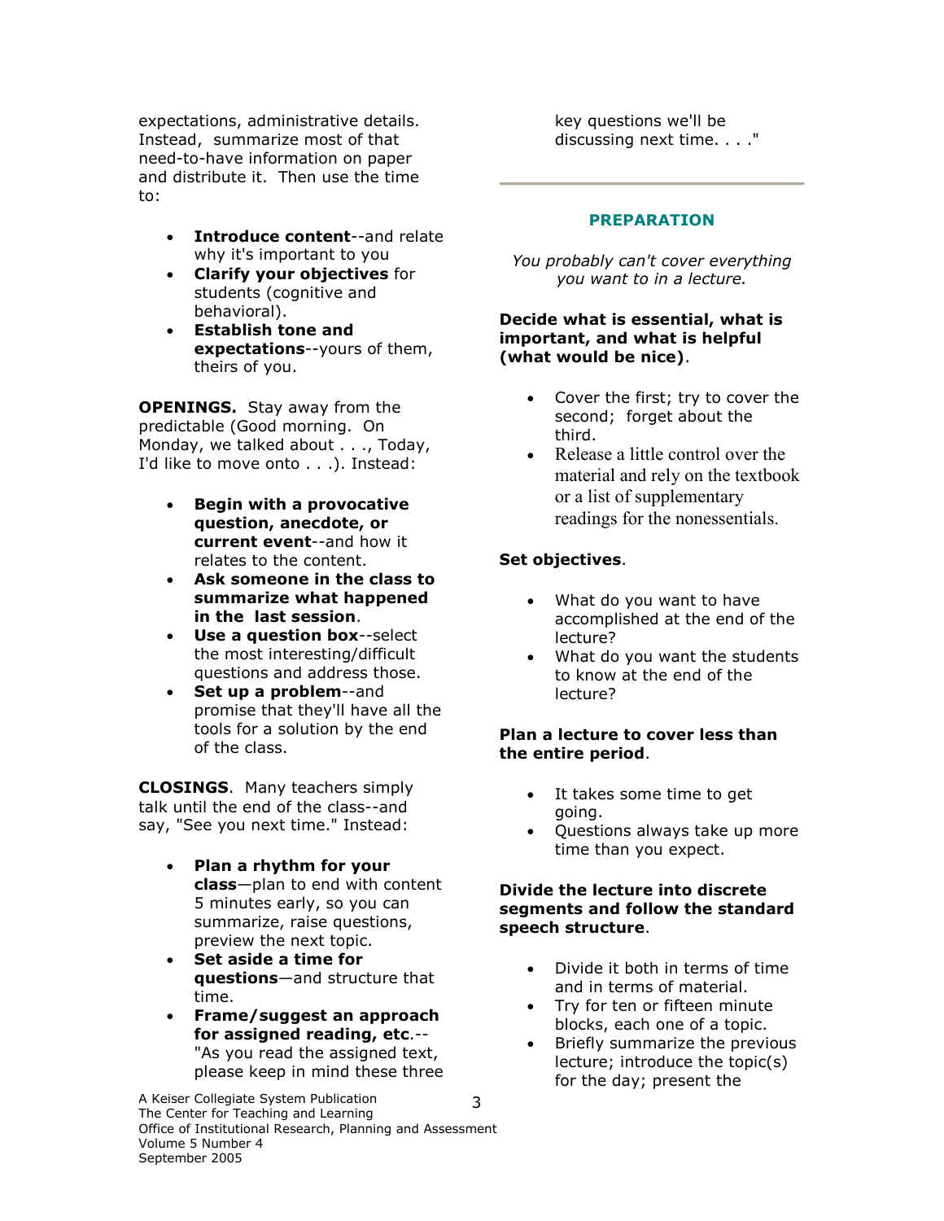expectations, administrative details. Instead, summarize most of that need-to-have information on paper and distribute it. Then use the time to:

- **Introduce content**--and relate why it's important to you
- **Clarify your objectives** for students (cognitive and behavioral).
- **Establish tone and expectations**--yours of them, theirs of you.

**OPENINGS.** Stay away from the predictable (Good morning. On Monday, we talked about . . ., Today, I'd like to move onto . . .). Instead:

- **Begin with a provocative question, anecdote, or current event**--and how it relates to the content.
- **Ask someone in the class to summarize what happened in the last session**.
- **Use a question box**--select the most interesting/difficult questions and address those.
- **Set up a problem**--and promise that they'll have all the tools for a solution by the end of the class.

**CLOSINGS**. Many teachers simply talk until the end of the class--and say, "See you next time." Instead:

- **Plan a rhythm for your class**—plan to end with content 5 minutes early, so you can summarize, raise questions, preview the next topic.
- **Set aside a time for questions**—and structure that time.
- **Frame/suggest an approach for assigned reading, etc**.--"As you read the assigned text, please keep in mind these three key questions we'll be discussing next time. . . ."

---

## PREPARATION

*You probably can't cover everything you want to in a lecture.*

**Decide what is essential, what is important, and what is helpful (what would be nice)**.

- Cover the first; try to cover the second; forget about the third.
- Release a little control over the material and rely on the textbook or a list of supplementary readings for the nonessentials.

**Set objectives**.

- What do you want to have accomplished at the end of the lecture?
- What do you want the students to know at the end of the lecture?

**Plan a lecture to cover less than the entire period**.

- It takes some time to get going.
- Questions always take up more time than you expect.

**Divide the lecture into discrete segments and follow the standard speech structure**.

- Divide it both in terms of time and in terms of material.
- Try for ten or fifteen minute blocks, each one of a topic.
- Briefly summarize the previous lecture; introduce the topic(s) for the day; present the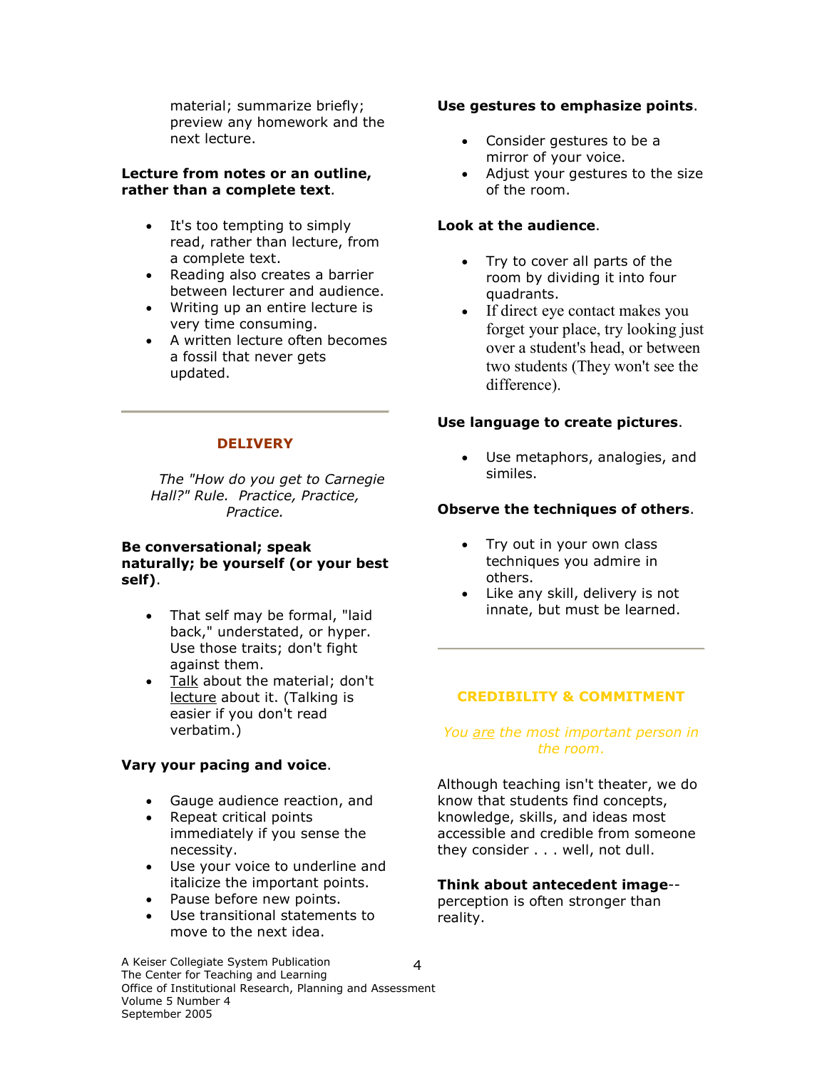material; summarize briefly; preview any homework and the next lecture.

**Lecture from notes or an outline, rather than a complete text**.

- It's too tempting to simply read, rather than lecture, from a complete text.
- Reading also creates a barrier between lecturer and audience.
- Writing up an entire lecture is very time consuming.
- A written lecture often becomes a fossil that never gets updated.

---

## DELIVERY

*The "How do you get to Carnegie Hall?" Rule. Practice, Practice, Practice.*

**Be conversational; speak naturally; be yourself (or your best self)**.

- That self may be formal, "laid back," understated, or hyper. Use those traits; don't fight against them.
- <u>Talk</u> about the material; don't <u>lecture</u> about it. (Talking is easier if you don't read verbatim.)

**Vary your pacing and voice**.

- Gauge audience reaction, and
- Repeat critical points immediately if you sense the necessity.
- Use your voice to underline and italicize the important points.
- Pause before new points.
- Use transitional statements to move to the next idea.

**Use gestures to emphasize points**.

- Consider gestures to be a mirror of your voice.
- Adjust your gestures to the size of the room.

**Look at the audience**.

- Try to cover all parts of the room by dividing it into four quadrants.
- If direct eye contact makes you forget your place, try looking just over a student's head, or between two students (They won't see the difference).

**Use language to create pictures**.

- Use metaphors, analogies, and similes.

**Observe the techniques of others**.

- Try out in your own class techniques you admire in others.
- Like any skill, delivery is not innate, but must be learned.

---

## CREDIBILITY & COMMITMENT

*You <u>are</u> the most important person in the room.*

Although teaching isn't theater, we do know that students find concepts, knowledge, skills, and ideas most accessible and credible from someone they consider . . . well, not dull.

**Think about antecedent image**--perception is often stronger than reality.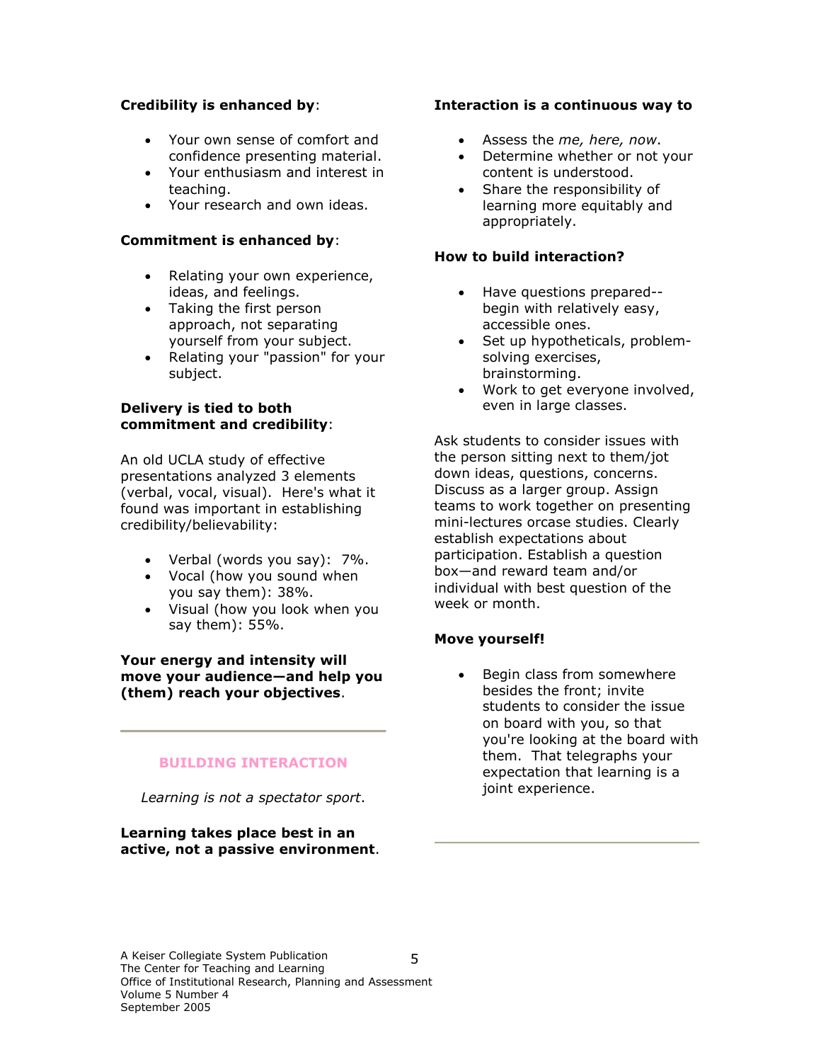**Credibility is enhanced by**:

- Your own sense of comfort and confidence presenting material.
- Your enthusiasm and interest in teaching.
- Your research and own ideas.

**Commitment is enhanced by**:

- Relating your own experience, ideas, and feelings.
- Taking the first person approach, not separating yourself from your subject.
- Relating your "passion" for your subject.

**Delivery is tied to both commitment and credibility**:

An old UCLA study of effective presentations analyzed 3 elements (verbal, vocal, visual). Here's what it found was important in establishing credibility/believability:

- Verbal (words you say): 7%.
- Vocal (how you sound when you say them): 38%.
- Visual (how you look when you say them): 55%.

**Your energy and intensity will move your audience—and help you (them) reach your objectives**.

---

## BUILDING INTERACTION

*Learning is not a spectator sport*.

**Learning takes place best in an active, not a passive environment**.

**Interaction is a continuous way to**

- Assess the *me, here, now*.
- Determine whether or not your content is understood.
- Share the responsibility of learning more equitably and appropriately.

**How to build interaction?**

- Have questions prepared--begin with relatively easy, accessible ones.
- Set up hypotheticals, problem-solving exercises, brainstorming.
- Work to get everyone involved, even in large classes.

Ask students to consider issues with the person sitting next to them/jot down ideas, questions, concerns. Discuss as a larger group. Assign teams to work together on presenting mini-lectures orcase studies. Clearly establish expectations about participation. Establish a question box—and reward team and/or individual with best question of the week or month.

**Move yourself!**

- Begin class from somewhere besides the front; invite students to consider the issue on board with you, so that you're looking at the board with them. That telegraphs your expectation that learning is a joint experience.

---

A Keiser Collegiate System Publication
The Center for Teaching and Learning
Office of Institutional Research, Planning and Assessment
Volume 5 Number 4
September 2005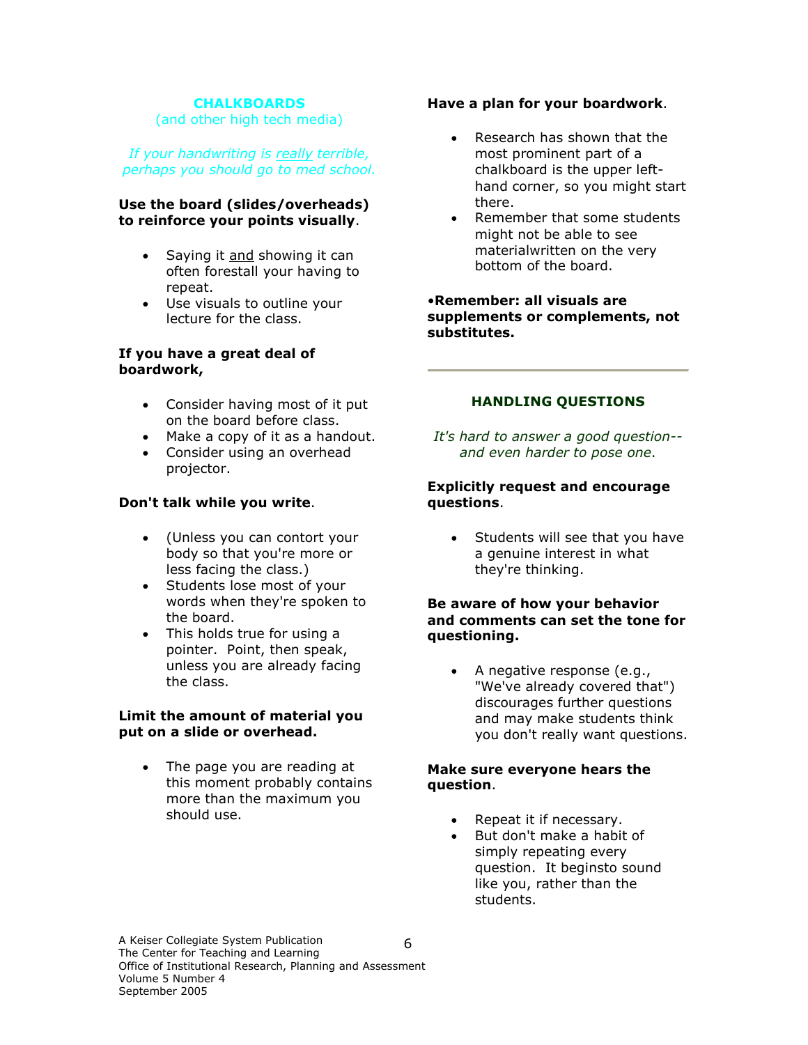## CHALKBOARDS

(and other high tech media)

*If your handwriting is* <u>*really*</u> *terrible, perhaps you should go to med school.*

**Use the board (slides/overheads) to reinforce your points visually**.

- Saying it <u>and</u> showing it can often forestall your having to repeat.
- Use visuals to outline your lecture for the class.

**If you have a great deal of boardwork,**

- Consider having most of it put on the board before class.
- Make a copy of it as a handout.
- Consider using an overhead projector.

**Don't talk while you write**.

- (Unless you can contort your body so that you're more or less facing the class.)
- Students lose most of your words when they're spoken to the board.
- This holds true for using a pointer. Point, then speak, unless you are already facing the class.

**Limit the amount of material you put on a slide or overhead.**

- The page you are reading at this moment probably contains more than the maximum you should use.

**Have a plan for your boardwork**.

- Research has shown that the most prominent part of a chalkboard is the upper left-hand corner, so you might start there.
- Remember that some students might not be able to see materialwritten on the very bottom of the board.

**•Remember: all visuals are supplements or complements, not substitutes.**

---

## HANDLING QUESTIONS

*It's hard to answer a good question--and even harder to pose one.*

**Explicitly request and encourage questions**.

- Students will see that you have a genuine interest in what they're thinking.

**Be aware of how your behavior and comments can set the tone for questioning.**

- A negative response (e.g., "We've already covered that") discourages further questions and may make students think you don't really want questions.

**Make sure everyone hears the question**.

- Repeat it if necessary.
- But don't make a habit of simply repeating every question. It beginsto sound like you, rather than the students.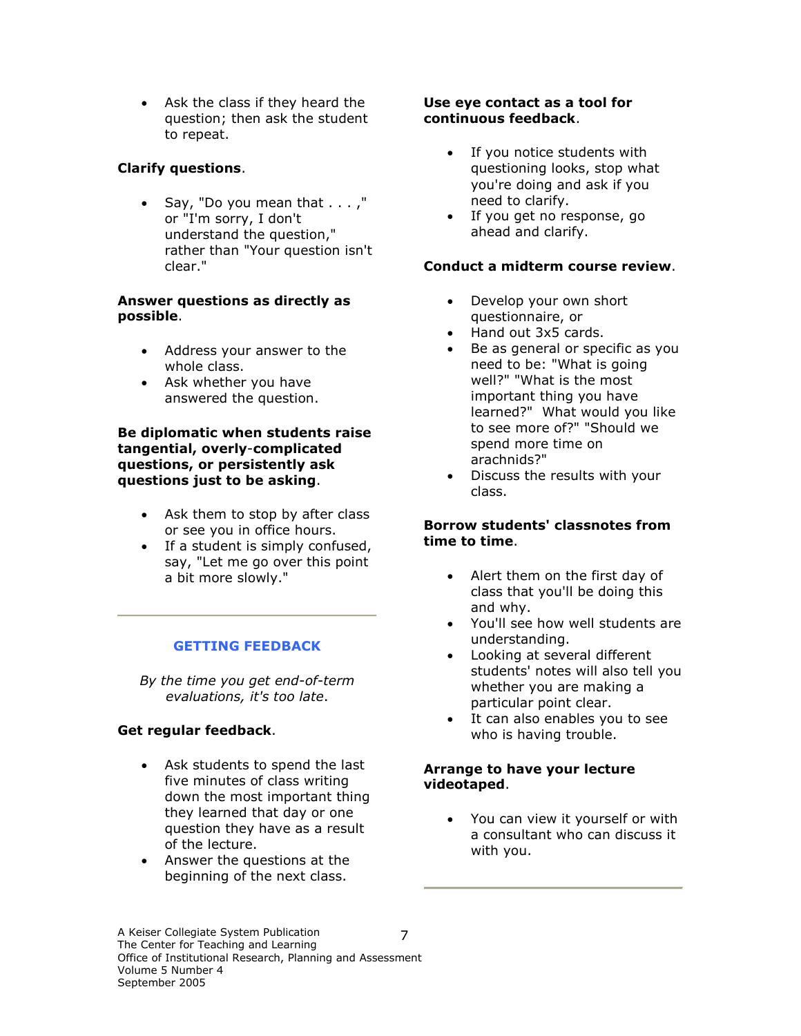- Ask the class if they heard the question; then ask the student to repeat.

**Clarify questions**.

- Say, "Do you mean that . . . ," or "I'm sorry, I don't understand the question," rather than "Your question isn't clear."

**Answer questions as directly as possible**.

- Address your answer to the whole class.
- Ask whether you have answered the question.

**Be diplomatic when students raise tangential, overly-complicated questions, or persistently ask questions just to be asking**.

- Ask them to stop by after class or see you in office hours.
- If a student is simply confused, say, "Let me go over this point a bit more slowly."

---

## GETTING FEEDBACK

*By the time you get end-of-term evaluations, it's too late*.

**Get regular feedback**.

- Ask students to spend the last five minutes of class writing down the most important thing they learned that day or one question they have as a result of the lecture.
- Answer the questions at the beginning of the next class.

**Use eye contact as a tool for continuous feedback**.

- If you notice students with questioning looks, stop what you're doing and ask if you need to clarify.
- If you get no response, go ahead and clarify.

**Conduct a midterm course review**.

- Develop your own short questionnaire, or
- Hand out 3x5 cards.
- Be as general or specific as you need to be: "What is going well?" "What is the most important thing you have learned?" What would you like to see more of?" "Should we spend more time on arachnids?"
- Discuss the results with your class.

**Borrow students' classnotes from time to time**.

- Alert them on the first day of class that you'll be doing this and why.
- You'll see how well students are understanding.
- Looking at several different students' notes will also tell you whether you are making a particular point clear.
- It can also enables you to see who is having trouble.

**Arrange to have your lecture videotaped**.

- You can view it yourself or with a consultant who can discuss it with you.

---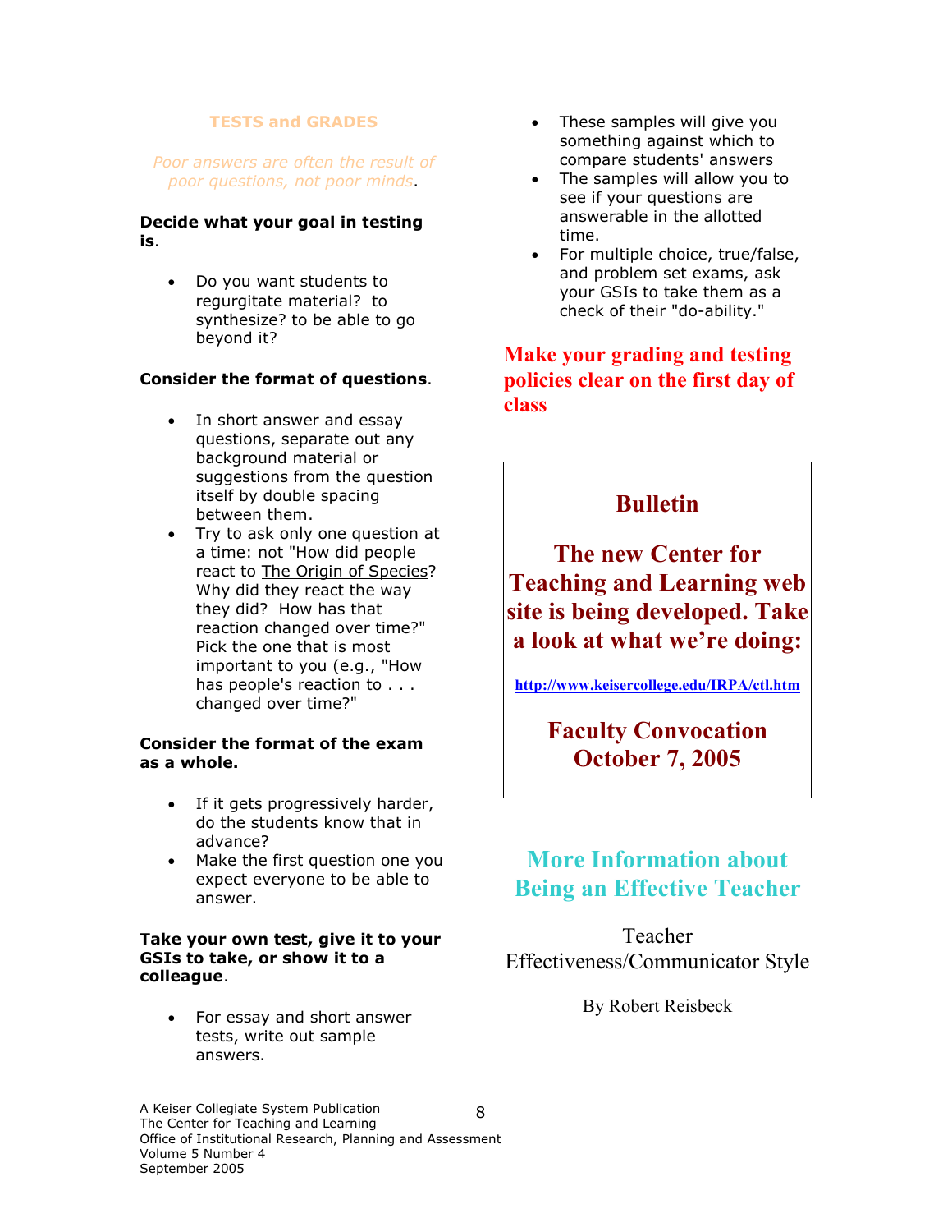## TESTS and GRADES

*Poor answers are often the result of poor questions, not poor minds*.

**Decide what your goal in testing is**.

- Do you want students to regurgitate material? to synthesize? to be able to go beyond it?

**Consider the format of questions**.

- In short answer and essay questions, separate out any background material or suggestions from the question itself by double spacing between them.
- Try to ask only one question at a time: not "How did people react to The Origin of Species? Why did they react the way they did? How has that reaction changed over time?" Pick the one that is most important to you (e.g., "How has people's reaction to . . . changed over time?"

**Consider the format of the exam as a whole.**

- If it gets progressively harder, do the students know that in advance?
- Make the first question one you expect everyone to be able to answer.

**Take your own test, give it to your GSIs to take, or show it to a colleague**.

- For essay and short answer tests, write out sample answers.
- These samples will give you something against which to compare students' answers
- The samples will allow you to see if your questions are answerable in the allotted time.
- For multiple choice, true/false, and problem set exams, ask your GSIs to take them as a check of their "do-ability."

**Make your grading and testing policies clear on the first day of class**

## Bulletin

**The new Center for Teaching and Learning web site is being developed. Take a look at what we're doing:**

http://www.keisercollege.edu/IRPA/ctl.htm

**Faculty Convocation October 7, 2005**

## More Information about Being an Effective Teacher

Teacher Effectiveness/Communicator Style

By Robert Reisbeck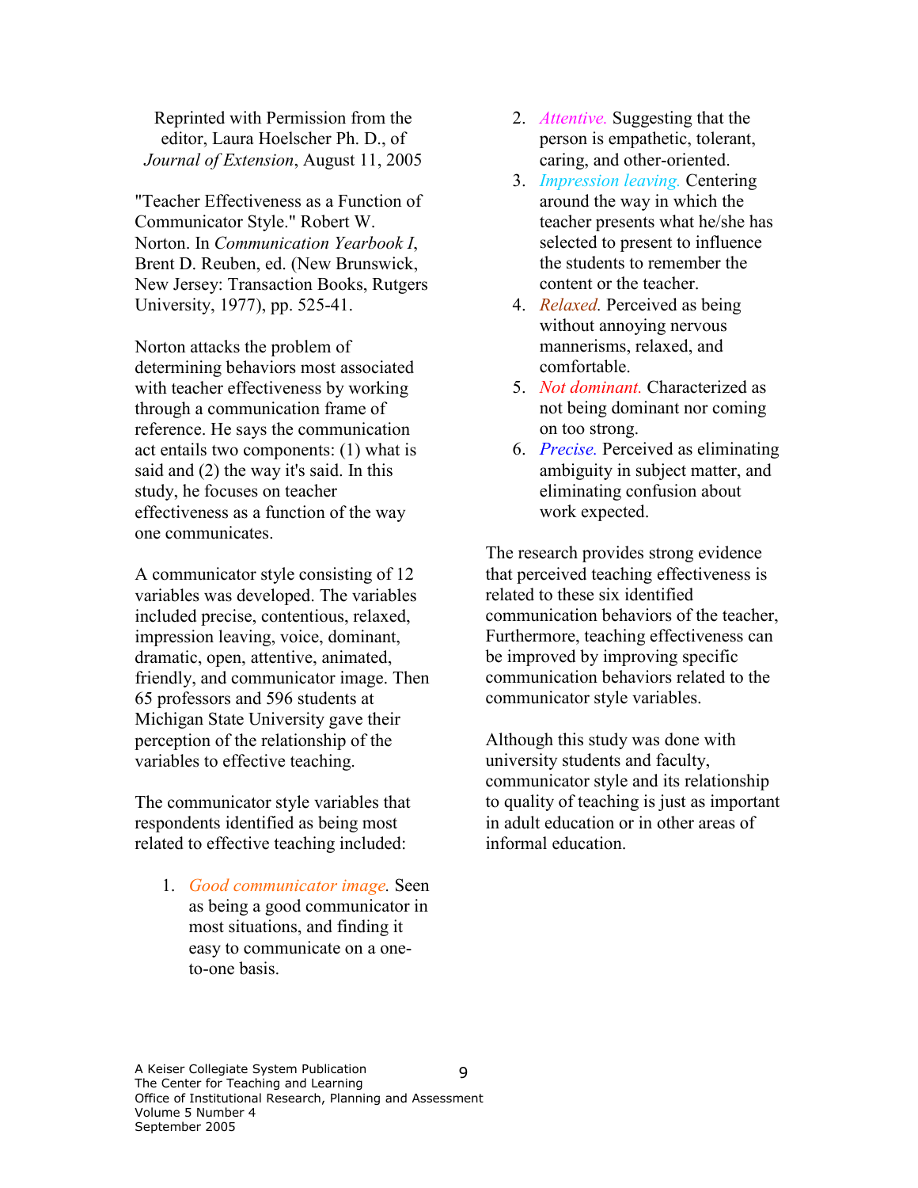Reprinted with Permission from the editor, Laura Hoelscher Ph. D., of *Journal of Extension*, August 11, 2005

"Teacher Effectiveness as a Function of Communicator Style." Robert W. Norton. In *Communication Yearbook I*, Brent D. Reuben, ed. (New Brunswick, New Jersey: Transaction Books, Rutgers University, 1977), pp. 525-41.

Norton attacks the problem of determining behaviors most associated with teacher effectiveness by working through a communication frame of reference. He says the communication act entails two components: (1) what is said and (2) the way it's said. In this study, he focuses on teacher effectiveness as a function of the way one communicates.

A communicator style consisting of 12 variables was developed. The variables included precise, contentious, relaxed, impression leaving, voice, dominant, dramatic, open, attentive, animated, friendly, and communicator image. Then 65 professors and 596 students at Michigan State University gave their perception of the relationship of the variables to effective teaching.

The communicator style variables that respondents identified as being most related to effective teaching included:

1. *Good communicator image.* Seen as being a good communicator in most situations, and finding it easy to communicate on a one-to-one basis.
2. *Attentive.* Suggesting that the person is empathetic, tolerant, caring, and other-oriented.
3. *Impression leaving.* Centering around the way in which the teacher presents what he/she has selected to present to influence the students to remember the content or the teacher.
4. *Relaxed.* Perceived as being without annoying nervous mannerisms, relaxed, and comfortable.
5. *Not dominant.* Characterized as not being dominant nor coming on too strong.
6. *Precise.* Perceived as eliminating ambiguity in subject matter, and eliminating confusion about work expected.

The research provides strong evidence that perceived teaching effectiveness is related to these six identified communication behaviors of the teacher, Furthermore, teaching effectiveness can be improved by improving specific communication behaviors related to the communicator style variables.

Although this study was done with university students and faculty, communicator style and its relationship to quality of teaching is just as important in adult education or in other areas of informal education.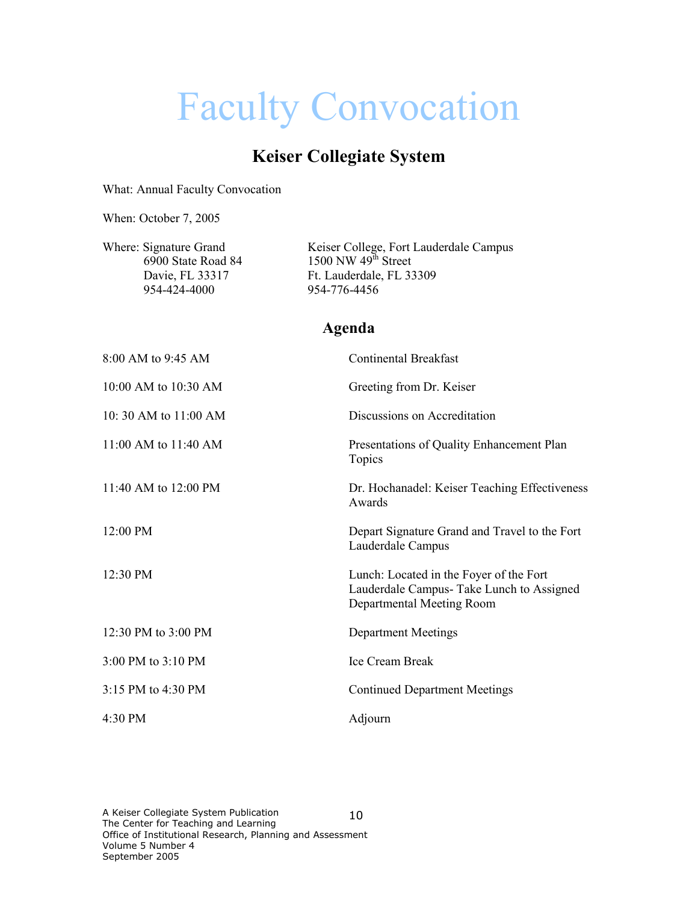# Faculty Convocation

## Keiser Collegiate System

What: Annual Faculty Convocation

When: October 7, 2005

Where: Signature Grand
6900 State Road 84
Davie, FL 33317
954-424-4000

Keiser College, Fort Lauderdale Campus
1500 NW 49th Street
Ft. Lauderdale, FL 33309
954-776-4456

### Agenda

| | |
|---|---|
| 8:00 AM to 9:45 AM | Continental Breakfast |
| 10:00 AM to 10:30 AM | Greeting from Dr. Keiser |
| 10: 30 AM to 11:00 AM | Discussions on Accreditation |
| 11:00 AM to 11:40 AM | Presentations of Quality Enhancement Plan Topics |
| 11:40 AM to 12:00 PM | Dr. Hochanadel: Keiser Teaching Effectiveness Awards |
| 12:00 PM | Depart Signature Grand and Travel to the Fort Lauderdale Campus |
| 12:30 PM | Lunch: Located in the Foyer of the Fort Lauderdale Campus- Take Lunch to Assigned Departmental Meeting Room |
| 12:30 PM to 3:00 PM | Department Meetings |
| 3:00 PM to 3:10 PM | Ice Cream Break |
| 3:15 PM to 4:30 PM | Continued Department Meetings |
| 4:30 PM | Adjourn |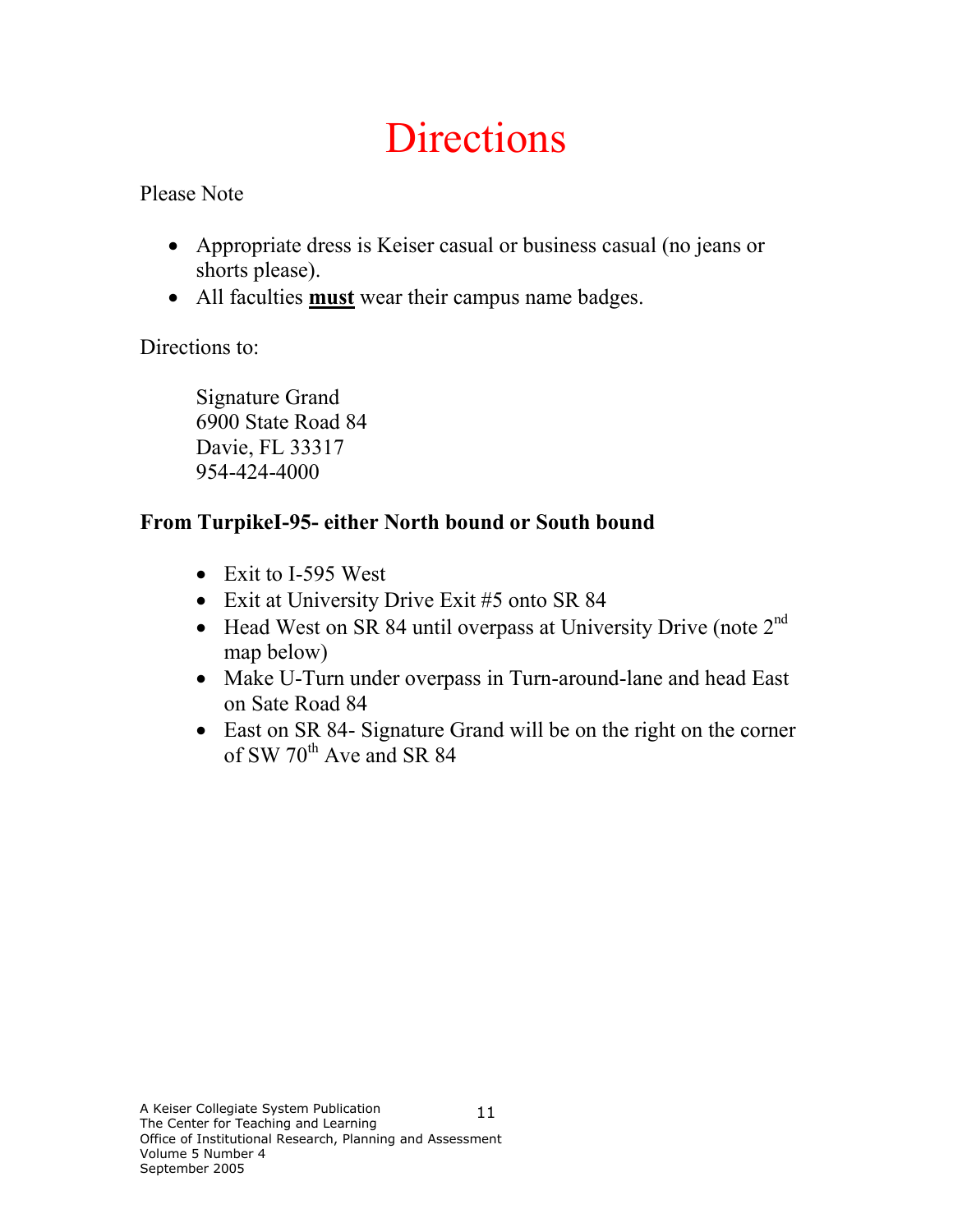# Directions

Please Note

- Appropriate dress is Keiser casual or business casual (no jeans or shorts please).
- All faculties **<u>must</u>** wear their campus name badges.

Directions to:

Signature Grand  
6900 State Road 84  
Davie, FL 33317  
954-424-4000

**From TurpikeI-95- either North bound or South bound**

- Exit to I-595 West
- Exit at University Drive Exit #5 onto SR 84
- Head West on SR 84 until overpass at University Drive (note 2nd map below)
- Make U-Turn under overpass in Turn-around-lane and head East on Sate Road 84
- East on SR 84- Signature Grand will be on the right on the corner of SW 70th Ave and SR 84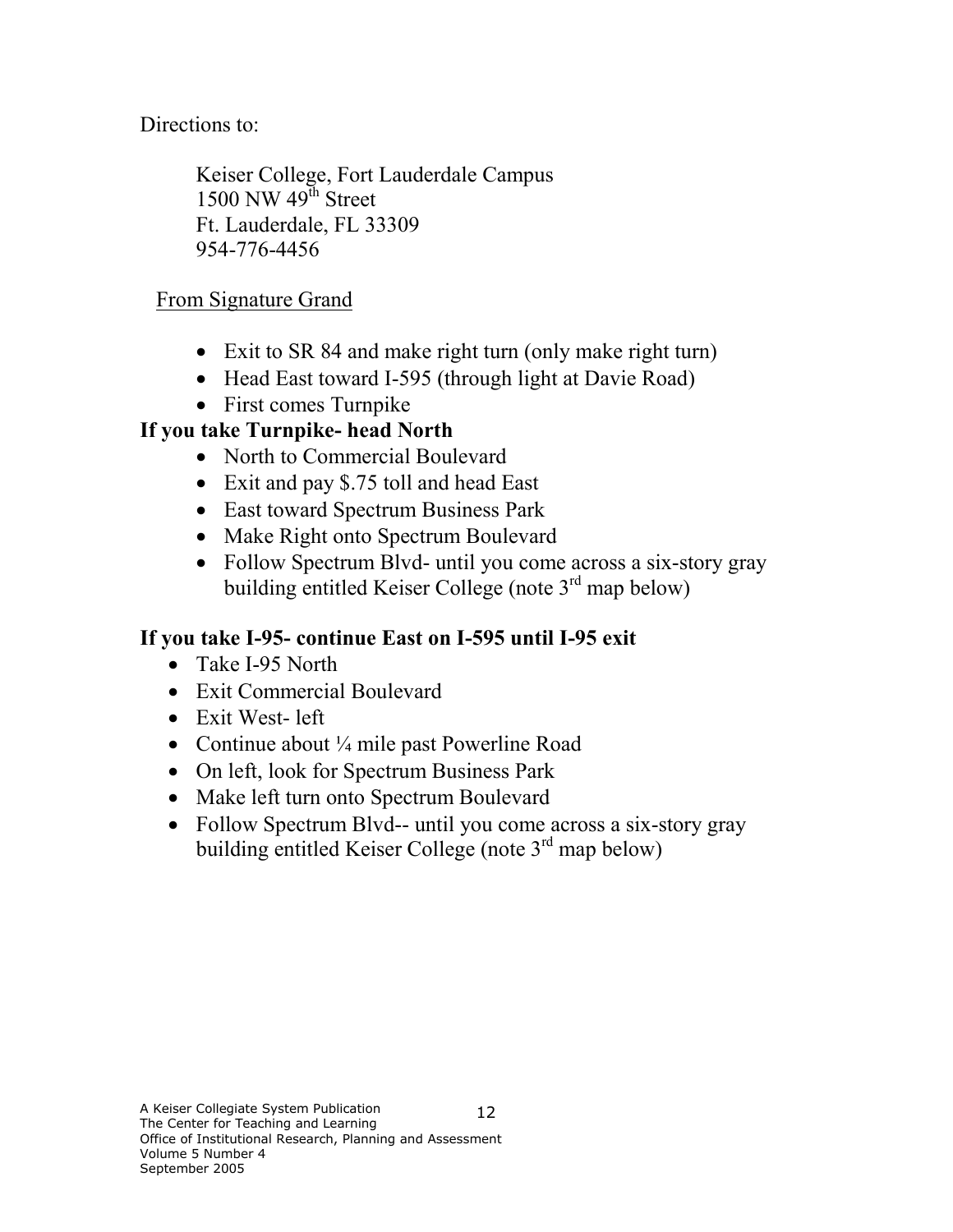Directions to:

Keiser College, Fort Lauderdale Campus
1500 NW 49th Street
Ft. Lauderdale, FL 33309
954-776-4456

From Signature Grand

- Exit to SR 84 and make right turn (only make right turn)
- Head East toward I-595 (through light at Davie Road)
- First comes Turnpike

**If you take Turnpike- head North**

- North to Commercial Boulevard
- Exit and pay $.75 toll and head East
- East toward Spectrum Business Park
- Make Right onto Spectrum Boulevard
- Follow Spectrum Blvd- until you come across a six-story gray building entitled Keiser College (note 3rd map below)

**If you take I-95- continue East on I-595 until I-95 exit**

- Take I-95 North
- Exit Commercial Boulevard
- Exit West- left
- Continue about ¼ mile past Powerline Road
- On left, look for Spectrum Business Park
- Make left turn onto Spectrum Boulevard
- Follow Spectrum Blvd-- until you come across a six-story gray building entitled Keiser College (note 3rd map below)